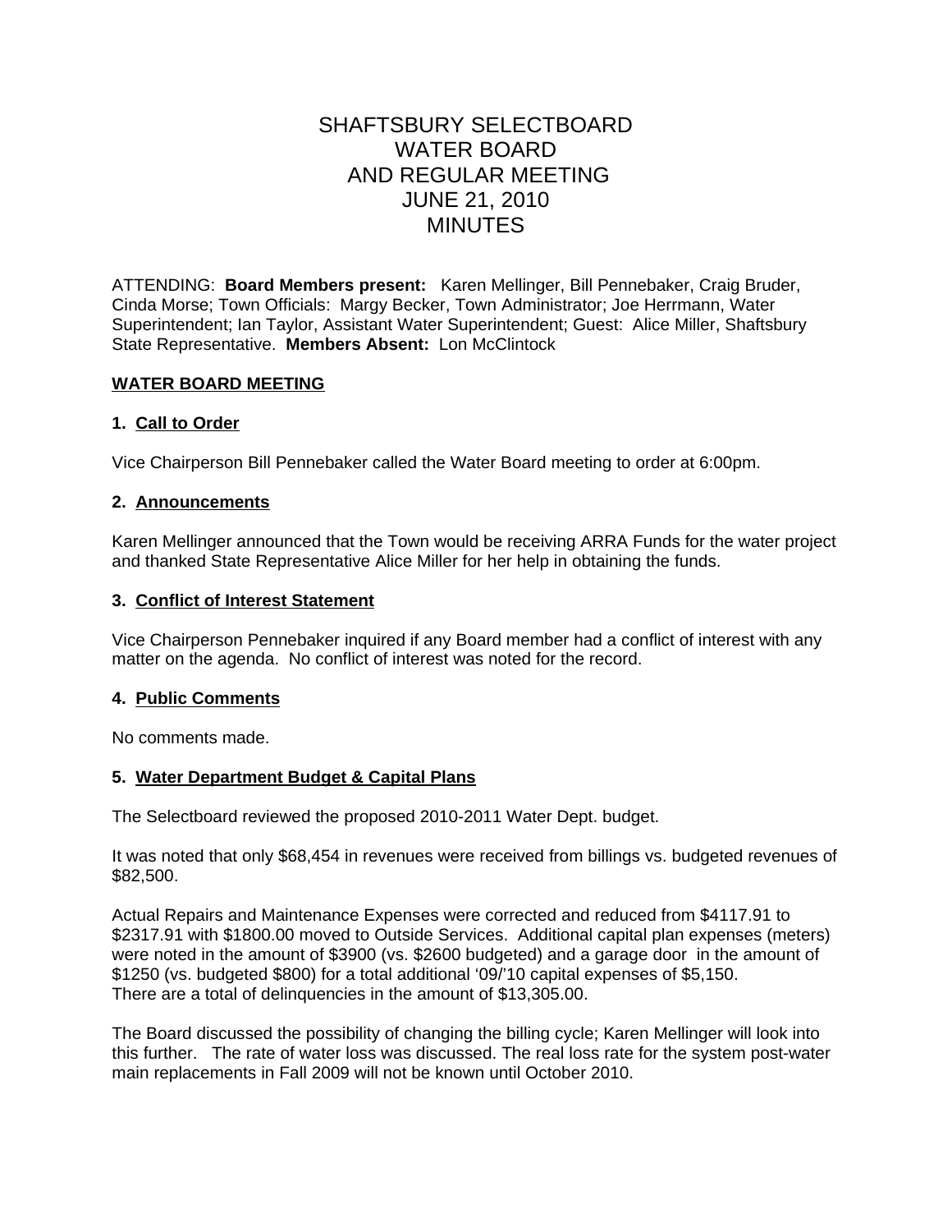# SHAFTSBURY SELECTBOARD
# WATER BOARD
# AND REGULAR MEETING
# JUNE 21, 2010
# MINUTES

ATTENDING: **Board Members present:** Karen Mellinger, Bill Pennebaker, Craig Bruder, Cinda Morse; Town Officials: Margy Becker, Town Administrator; Joe Herrmann, Water Superintendent; Ian Taylor, Assistant Water Superintendent; Guest: Alice Miller, Shaftsbury State Representative. **Members Absent:** Lon McClintock

## WATER BOARD MEETING

### 1. Call to Order

Vice Chairperson Bill Pennebaker called the Water Board meeting to order at 6:00pm.

### 2. Announcements

Karen Mellinger announced that the Town would be receiving ARRA Funds for the water project and thanked State Representative Alice Miller for her help in obtaining the funds.

### 3. Conflict of Interest Statement

Vice Chairperson Pennebaker inquired if any Board member had a conflict of interest with any matter on the agenda. No conflict of interest was noted for the record.

### 4. Public Comments

No comments made.

### 5. Water Department Budget & Capital Plans

The Selectboard reviewed the proposed 2010-2011 Water Dept. budget.

It was noted that only $68,454 in revenues were received from billings vs. budgeted revenues of $82,500.

Actual Repairs and Maintenance Expenses were corrected and reduced from $4117.91 to $2317.91 with $1800.00 moved to Outside Services. Additional capital plan expenses (meters) were noted in the amount of $3900 (vs. $2600 budgeted) and a garage door in the amount of $1250 (vs. budgeted $800) for a total additional '09/'10 capital expenses of $5,150. There are a total of delinquencies in the amount of $13,305.00.

The Board discussed the possibility of changing the billing cycle; Karen Mellinger will look into this further. The rate of water loss was discussed. The real loss rate for the system post-water main replacements in Fall 2009 will not be known until October 2010.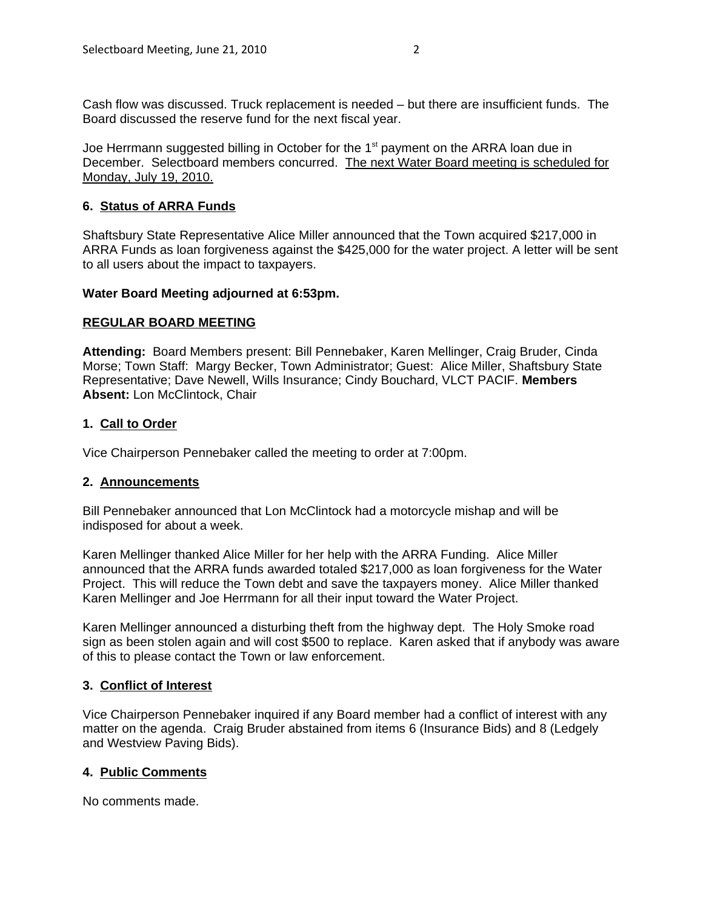Cash flow was discussed. Truck replacement is needed – but there are insufficient funds. The Board discussed the reserve fund for the next fiscal year.

Joe Herrmann suggested billing in October for the 1st payment on the ARRA loan due in December. Selectboard members concurred. <u>The next Water Board meeting is scheduled for Monday, July 19, 2010.</u>

**6. <u>Status of ARRA Funds</u>**

Shaftsbury State Representative Alice Miller announced that the Town acquired $217,000 in ARRA Funds as loan forgiveness against the $425,000 for the water project. A letter will be sent to all users about the impact to taxpayers.

**Water Board Meeting adjourned at 6:53pm.**

**<u>REGULAR BOARD MEETING</u>**

**Attending:** Board Members present: Bill Pennebaker, Karen Mellinger, Craig Bruder, Cinda Morse; Town Staff: Margy Becker, Town Administrator; Guest: Alice Miller, Shaftsbury State Representative; Dave Newell, Wills Insurance; Cindy Bouchard, VLCT PACIF. **Members Absent:** Lon McClintock, Chair

**1. <u>Call to Order</u>**

Vice Chairperson Pennebaker called the meeting to order at 7:00pm.

**2. <u>Announcements</u>**

Bill Pennebaker announced that Lon McClintock had a motorcycle mishap and will be indisposed for about a week.

Karen Mellinger thanked Alice Miller for her help with the ARRA Funding. Alice Miller announced that the ARRA funds awarded totaled $217,000 as loan forgiveness for the Water Project. This will reduce the Town debt and save the taxpayers money. Alice Miller thanked Karen Mellinger and Joe Herrmann for all their input toward the Water Project.

Karen Mellinger announced a disturbing theft from the highway dept. The Holy Smoke road sign as been stolen again and will cost $500 to replace. Karen asked that if anybody was aware of this to please contact the Town or law enforcement.

**3. <u>Conflict of Interest</u>**

Vice Chairperson Pennebaker inquired if any Board member had a conflict of interest with any matter on the agenda. Craig Bruder abstained from items 6 (Insurance Bids) and 8 (Ledgely and Westview Paving Bids).

**4. <u>Public Comments</u>**

No comments made.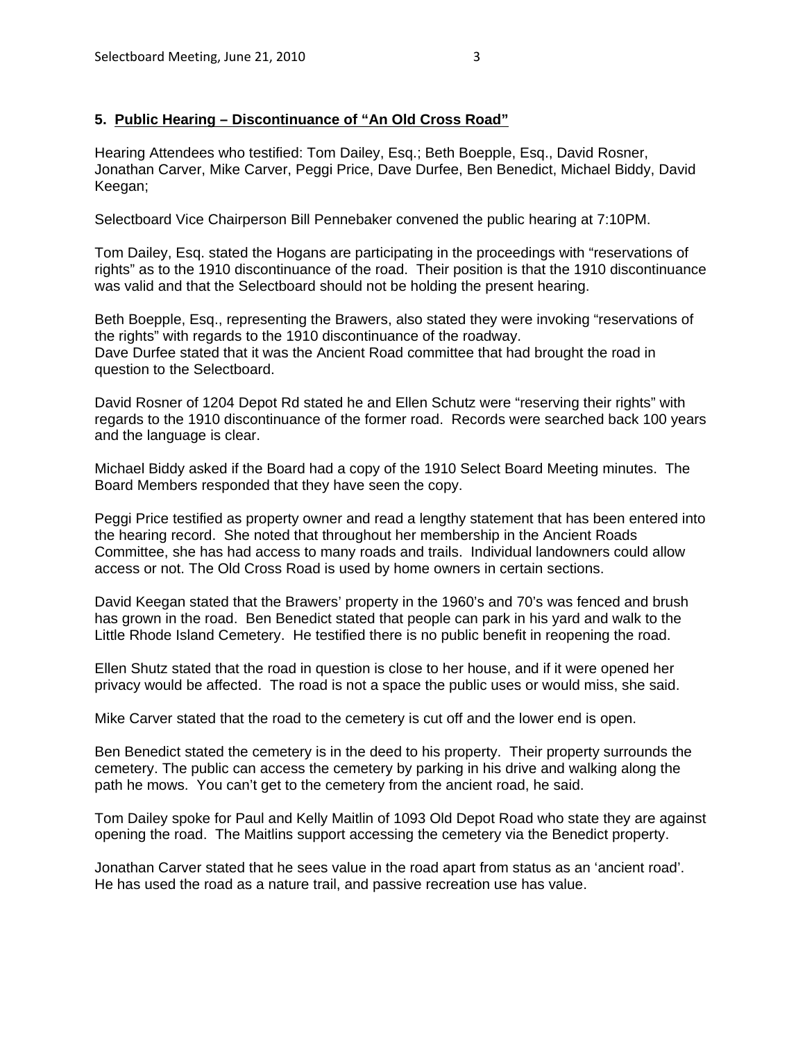**5. Public Hearing – Discontinuance of "An Old Cross Road"**

Hearing Attendees who testified: Tom Dailey, Esq.; Beth Boepple, Esq., David Rosner, Jonathan Carver, Mike Carver, Peggi Price, Dave Durfee, Ben Benedict, Michael Biddy, David Keegan;

Selectboard Vice Chairperson Bill Pennebaker convened the public hearing at 7:10PM.

Tom Dailey, Esq. stated the Hogans are participating in the proceedings with "reservations of rights" as to the 1910 discontinuance of the road. Their position is that the 1910 discontinuance was valid and that the Selectboard should not be holding the present hearing.

Beth Boepple, Esq., representing the Brawers, also stated they were invoking "reservations of the rights" with regards to the 1910 discontinuance of the roadway.
Dave Durfee stated that it was the Ancient Road committee that had brought the road in question to the Selectboard.

David Rosner of 1204 Depot Rd stated he and Ellen Schutz were "reserving their rights" with regards to the 1910 discontinuance of the former road. Records were searched back 100 years and the language is clear.

Michael Biddy asked if the Board had a copy of the 1910 Select Board Meeting minutes. The Board Members responded that they have seen the copy.

Peggi Price testified as property owner and read a lengthy statement that has been entered into the hearing record. She noted that throughout her membership in the Ancient Roads Committee, she has had access to many roads and trails. Individual landowners could allow access or not. The Old Cross Road is used by home owners in certain sections.

David Keegan stated that the Brawers' property in the 1960's and 70's was fenced and brush has grown in the road. Ben Benedict stated that people can park in his yard and walk to the Little Rhode Island Cemetery. He testified there is no public benefit in reopening the road.

Ellen Shutz stated that the road in question is close to her house, and if it were opened her privacy would be affected. The road is not a space the public uses or would miss, she said.

Mike Carver stated that the road to the cemetery is cut off and the lower end is open.

Ben Benedict stated the cemetery is in the deed to his property. Their property surrounds the cemetery. The public can access the cemetery by parking in his drive and walking along the path he mows. You can't get to the cemetery from the ancient road, he said.

Tom Dailey spoke for Paul and Kelly Maitlin of 1093 Old Depot Road who state they are against opening the road. The Maitlins support accessing the cemetery via the Benedict property.

Jonathan Carver stated that he sees value in the road apart from status as an 'ancient road'. He has used the road as a nature trail, and passive recreation use has value.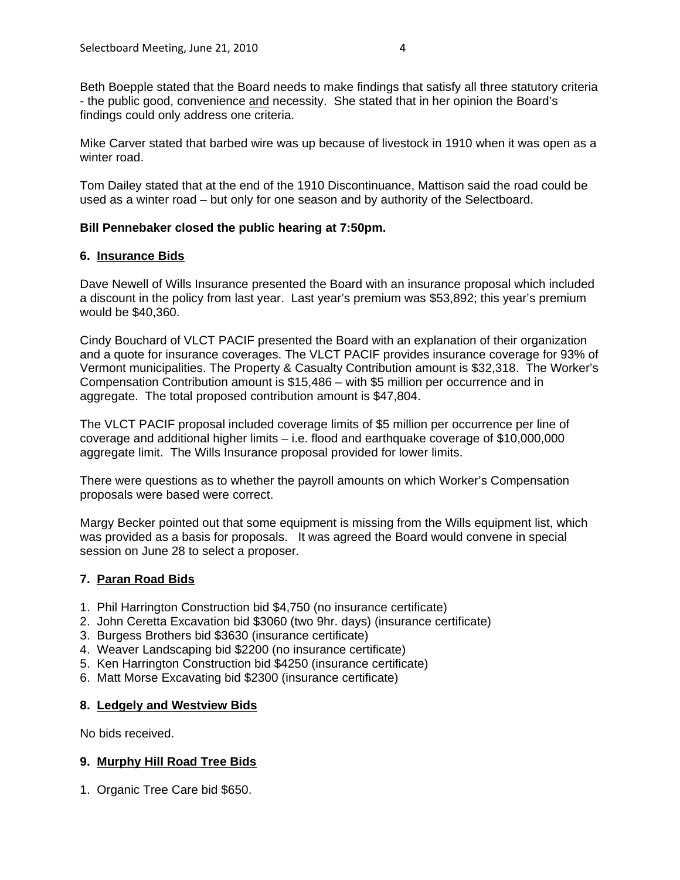Beth Boepple stated that the Board needs to make findings that satisfy all three statutory criteria - the public good, convenience <u>and</u> necessity. She stated that in her opinion the Board's findings could only address one criteria.

Mike Carver stated that barbed wire was up because of livestock in 1910 when it was open as a winter road.

Tom Dailey stated that at the end of the 1910 Discontinuance, Mattison said the road could be used as a winter road – but only for one season and by authority of the Selectboard.

**Bill Pennebaker closed the public hearing at 7:50pm.**

**6. <u>Insurance Bids</u>**

Dave Newell of Wills Insurance presented the Board with an insurance proposal which included a discount in the policy from last year. Last year's premium was $53,892; this year's premium would be $40,360.

Cindy Bouchard of VLCT PACIF presented the Board with an explanation of their organization and a quote for insurance coverages. The VLCT PACIF provides insurance coverage for 93% of Vermont municipalities. The Property & Casualty Contribution amount is $32,318. The Worker's Compensation Contribution amount is $15,486 – with $5 million per occurrence and in aggregate. The total proposed contribution amount is $47,804.

The VLCT PACIF proposal included coverage limits of $5 million per occurrence per line of coverage and additional higher limits – i.e. flood and earthquake coverage of $10,000,000 aggregate limit. The Wills Insurance proposal provided for lower limits.

There were questions as to whether the payroll amounts on which Worker's Compensation proposals were based were correct.

Margy Becker pointed out that some equipment is missing from the Wills equipment list, which was provided as a basis for proposals. It was agreed the Board would convene in special session on June 28 to select a proposer.

**7. <u>Paran Road Bids</u>**

1. Phil Harrington Construction bid $4,750 (no insurance certificate)
2. John Ceretta Excavation bid $3060 (two 9hr. days) (insurance certificate)
3. Burgess Brothers bid $3630 (insurance certificate)
4. Weaver Landscaping bid $2200 (no insurance certificate)
5. Ken Harrington Construction bid $4250 (insurance certificate)
6. Matt Morse Excavating bid $2300 (insurance certificate)

**8. <u>Ledgely and Westview Bids</u>**

No bids received.

**9. <u>Murphy Hill Road Tree Bids</u>**

1. Organic Tree Care bid $650.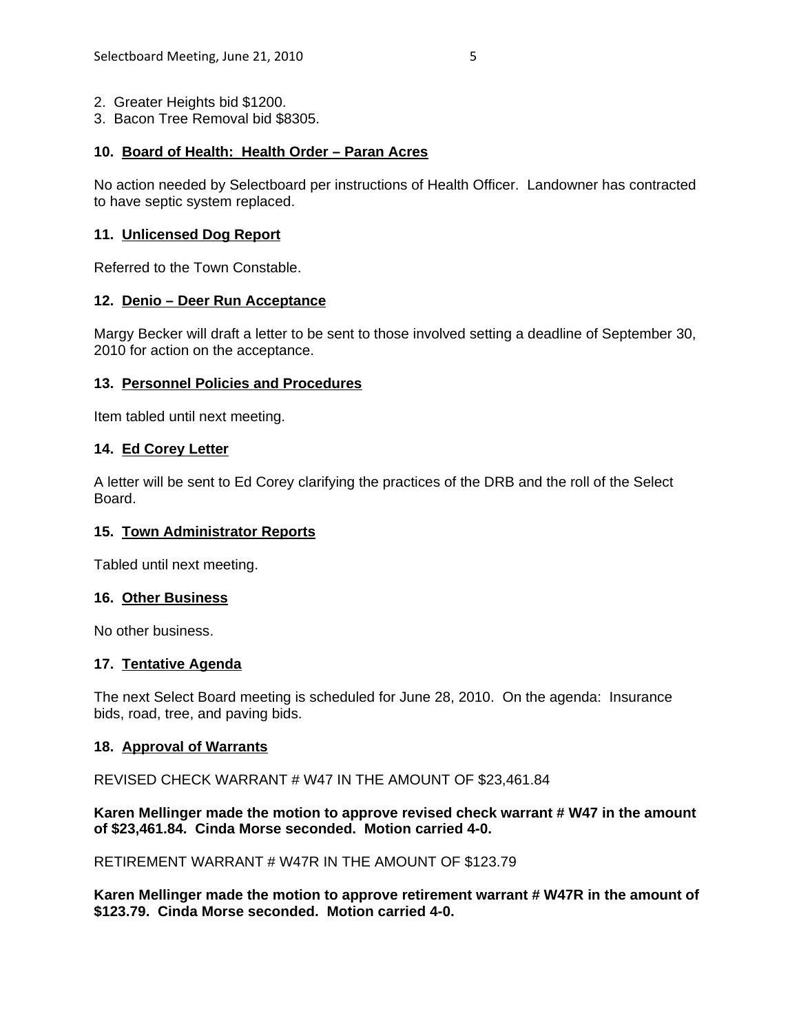2. Greater Heights bid $1200.
3. Bacon Tree Removal bid $8305.

**10. Board of Health: Health Order – Paran Acres**

No action needed by Selectboard per instructions of Health Officer. Landowner has contracted to have septic system replaced.

**11. Unlicensed Dog Report**

Referred to the Town Constable.

**12. Denio – Deer Run Acceptance**

Margy Becker will draft a letter to be sent to those involved setting a deadline of September 30, 2010 for action on the acceptance.

**13. Personnel Policies and Procedures**

Item tabled until next meeting.

**14. Ed Corey Letter**

A letter will be sent to Ed Corey clarifying the practices of the DRB and the roll of the Select Board.

**15. Town Administrator Reports**

Tabled until next meeting.

**16. Other Business**

No other business.

**17. Tentative Agenda**

The next Select Board meeting is scheduled for June 28, 2010. On the agenda: Insurance bids, road, tree, and paving bids.

**18. Approval of Warrants**

REVISED CHECK WARRANT # W47 IN THE AMOUNT OF $23,461.84

**Karen Mellinger made the motion to approve revised check warrant # W47 in the amount of $23,461.84. Cinda Morse seconded. Motion carried 4-0.**

RETIREMENT WARRANT # W47R IN THE AMOUNT OF $123.79

**Karen Mellinger made the motion to approve retirement warrant # W47R in the amount of $123.79. Cinda Morse seconded. Motion carried 4-0.**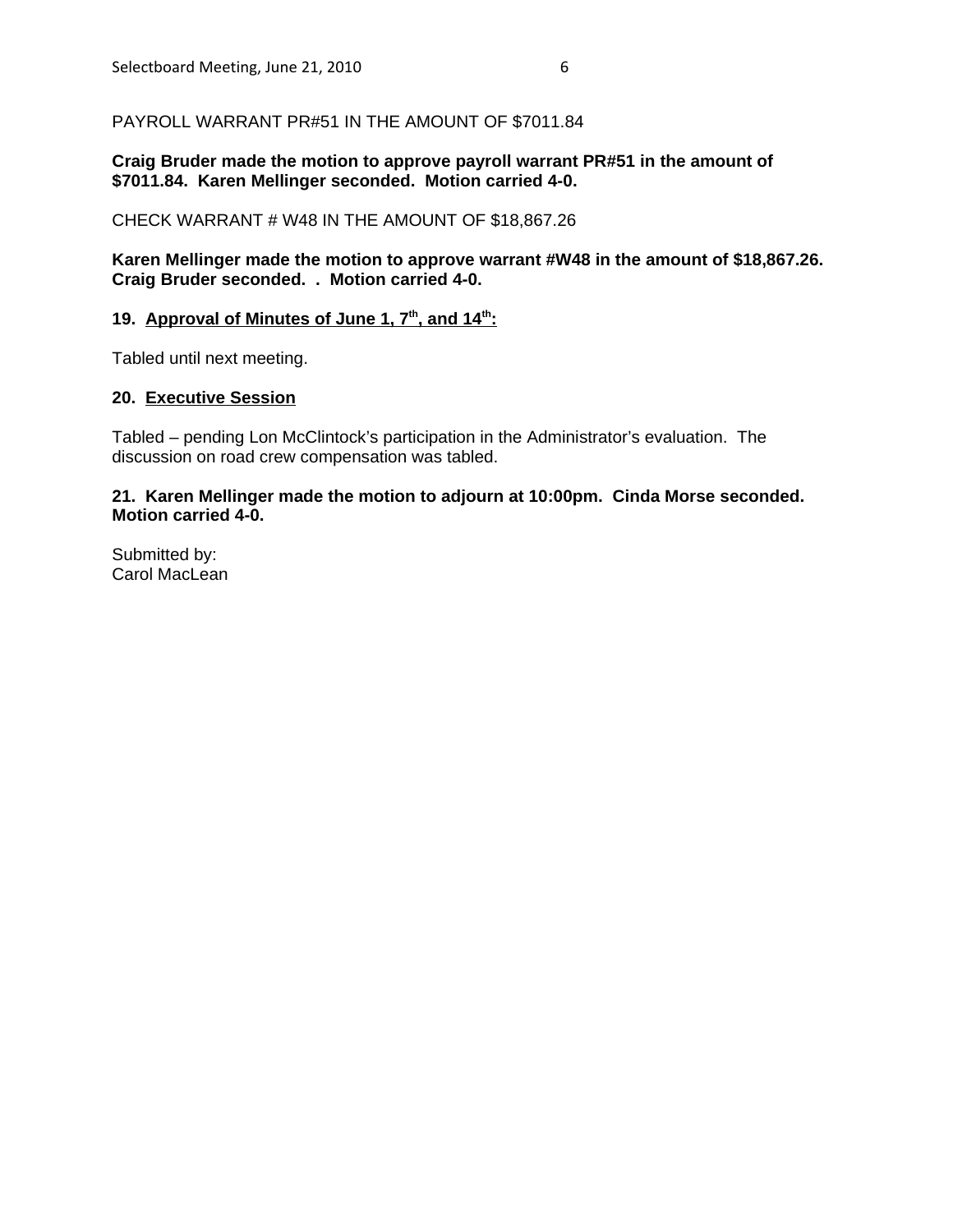PAYROLL WARRANT PR#51 IN THE AMOUNT OF $7011.84

**Craig Bruder made the motion to approve payroll warrant PR#51 in the amount of $7011.84. Karen Mellinger seconded. Motion carried 4-0.**

CHECK WARRANT # W48 IN THE AMOUNT OF $18,867.26

**Karen Mellinger made the motion to approve warrant #W48 in the amount of $18,867.26. Craig Bruder seconded. . Motion carried 4-0.**

**19. <u>Approval of Minutes of June 1, 7th, and 14th:</u>**

Tabled until next meeting.

**20. <u>Executive Session</u>**

Tabled – pending Lon McClintock's participation in the Administrator's evaluation. The discussion on road crew compensation was tabled.

**21. Karen Mellinger made the motion to adjourn at 10:00pm. Cinda Morse seconded. Motion carried 4-0.**

Submitted by:
Carol MacLean